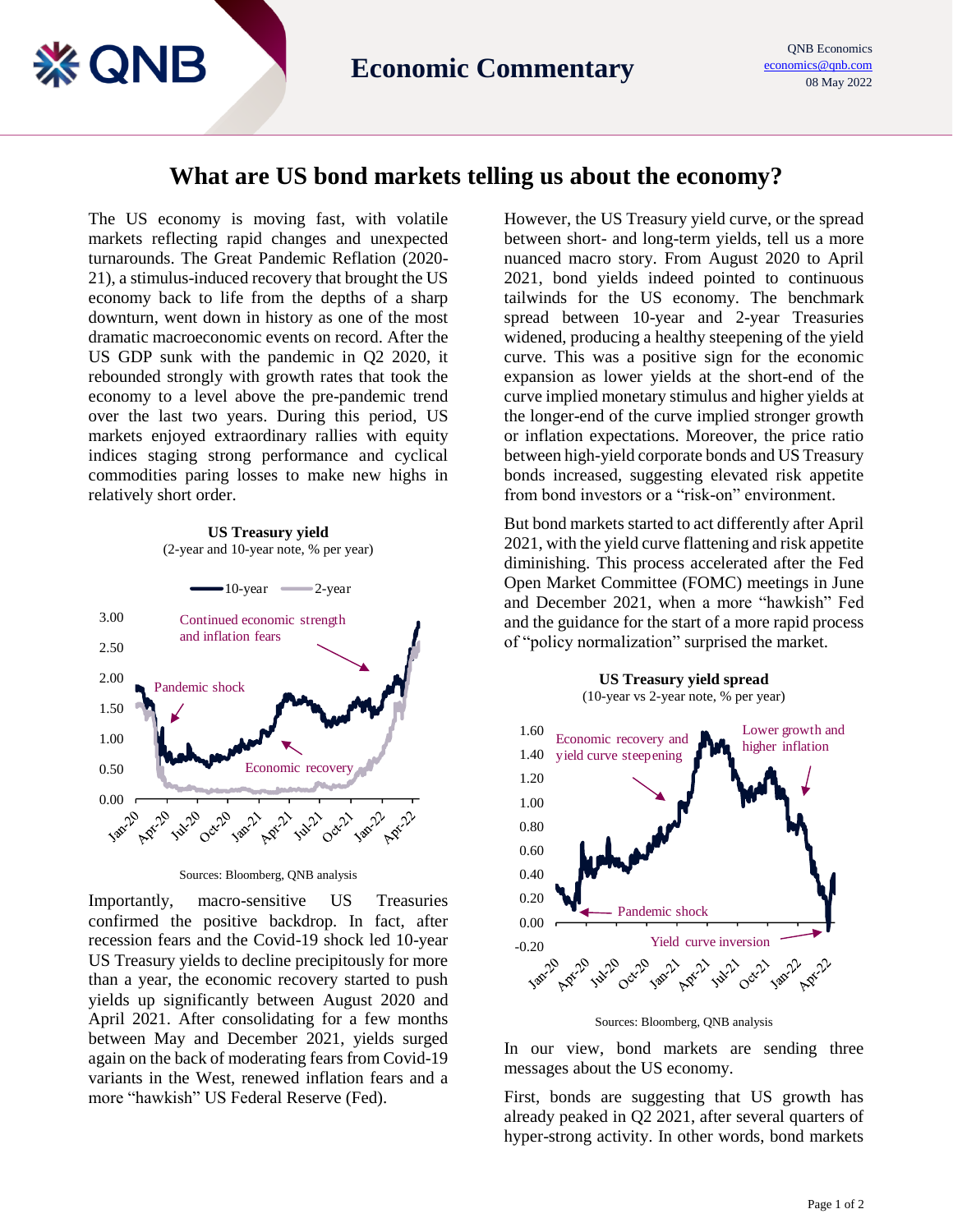# What are US bond markets telling us about the economy?

The US economy is moving fast, with volatile markets reflecting rapid changes and unexpected turnarounds. The Great Pandemic Reflation (2020-21), a stimulus-induced recovery that brought the US economy back to life from the depths of a sharp downturn, went down in history as one of the most dramatic macroeconomic events on record. After the US GDP sunk with the pandemic in Q2 2020, it rebounded strongly with growth rates that took the economy to a level above the pre-pandemic trend over the last two years. During this period, US markets enjoyed extraordinary rallies with equity indices staging strong performance and cyclical commodities paring losses to make new highs in relatively short order.

**US Treasury yield**
(2-year and 10-year note, % per year)

Sources: Bloomberg, QNB analysis

Importantly, macro-sensitive US Treasuries confirmed the positive backdrop. In fact, after recession fears and the Covid-19 shock led 10-year US Treasury yields to decline precipitously for more than a year, the economic recovery started to push yields up significantly between August 2020 and April 2021. After consolidating for a few months between May and December 2021, yields surged again on the back of moderating fears from Covid-19 variants in the West, renewed inflation fears and a more "hawkish" US Federal Reserve (Fed).

However, the US Treasury yield curve, or the spread between short- and long-term yields, tell us a more nuanced macro story. From August 2020 to April 2021, bond yields indeed pointed to continuous tailwinds for the US economy. The benchmark spread between 10-year and 2-year Treasuries widened, producing a healthy steepening of the yield curve. This was a positive sign for the economic expansion as lower yields at the short-end of the curve implied monetary stimulus and higher yields at the longer-end of the curve implied stronger growth or inflation expectations. Moreover, the price ratio between high-yield corporate bonds and US Treasury bonds increased, suggesting elevated risk appetite from bond investors or a "risk-on" environment.

But bond markets started to act differently after April 2021, with the yield curve flattening and risk appetite diminishing. This process accelerated after the Fed Open Market Committee (FOMC) meetings in June and December 2021, when a more "hawkish" Fed and the guidance for the start of a more rapid process of "policy normalization" surprised the market.

**US Treasury yield spread**
(10-year vs 2-year note, % per year)

Sources: Bloomberg, QNB analysis

In our view, bond markets are sending three messages about the US economy.

First, bonds are suggesting that US growth has already peaked in Q2 2021, after several quarters of hyper-strong activity. In other words, bond markets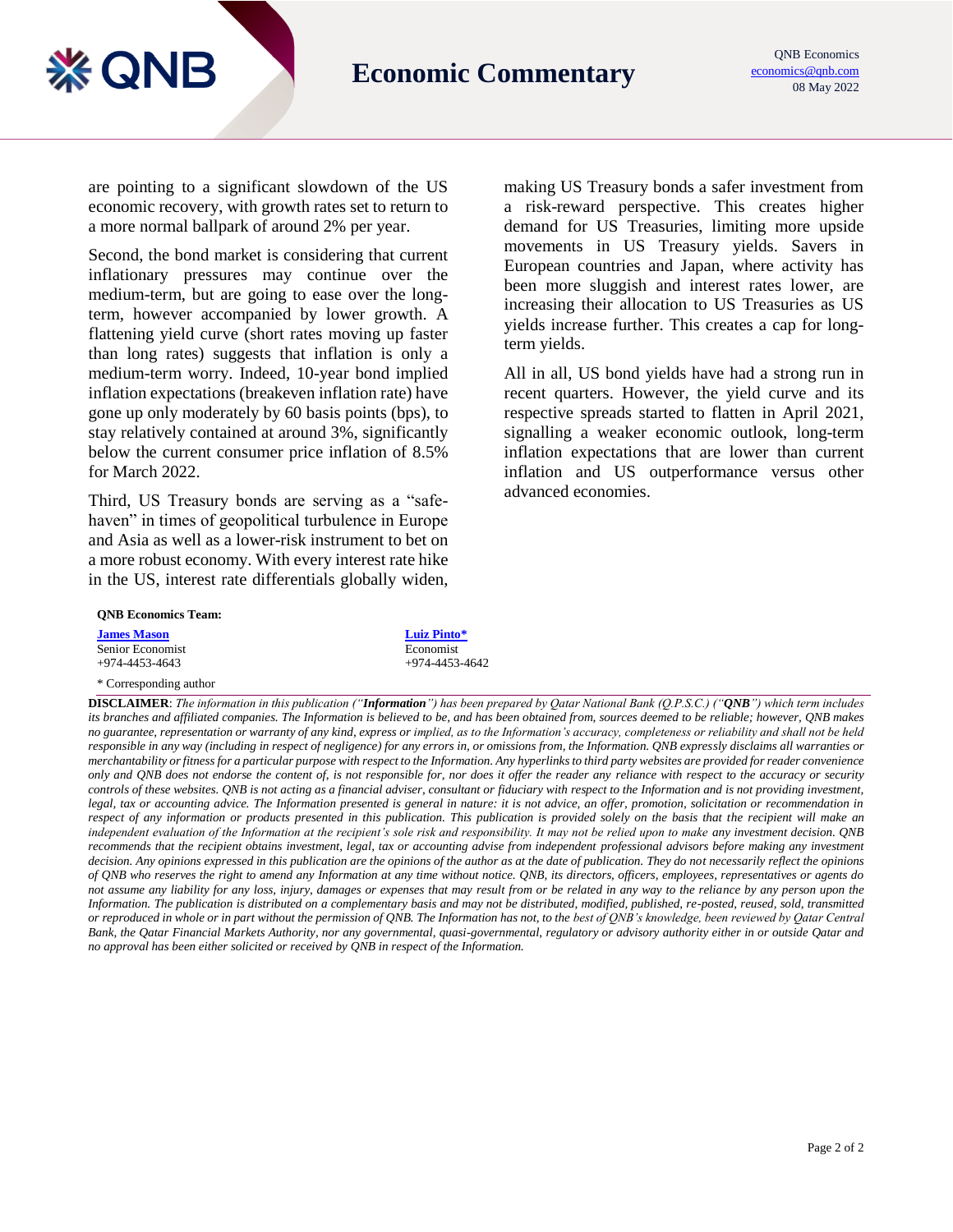are pointing to a significant slowdown of the US economic recovery, with growth rates set to return to a more normal ballpark of around 2% per year.

Second, the bond market is considering that current inflationary pressures may continue over the medium-term, but are going to ease over the long-term, however accompanied by lower growth. A flattening yield curve (short rates moving up faster than long rates) suggests that inflation is only a medium-term worry. Indeed, 10-year bond implied inflation expectations (breakeven inflation rate) have gone up only moderately by 60 basis points (bps), to stay relatively contained at around 3%, significantly below the current consumer price inflation of 8.5% for March 2022.

Third, US Treasury bonds are serving as a "safe-haven" in times of geopolitical turbulence in Europe and Asia as well as a lower-risk instrument to bet on a more robust economy. With every interest rate hike in the US, interest rate differentials globally widen, making US Treasury bonds a safer investment from a risk-reward perspective. This creates higher demand for US Treasuries, limiting more upside movements in US Treasury yields. Savers in European countries and Japan, where activity has been more sluggish and interest rates lower, are increasing their allocation to US Treasuries as US yields increase further. This creates a cap for long-term yields.

All in all, US bond yields have had a strong run in recent quarters. However, the yield curve and its respective spreads started to flatten in April 2021, signalling a weaker economic outlook, long-term inflation expectations that are lower than current inflation and US outperformance versus other advanced economies.

**QNB Economics Team:**

**James Mason**
Senior Economist
+974-4453-4643

**Luiz Pinto***
Economist
+974-4453-4642

* Corresponding author

**DISCLAIMER**: *The information in this publication ("**Information**") has been prepared by Qatar National Bank (Q.P.S.C.) ("**QNB**") which term includes its branches and affiliated companies. The Information is believed to be, and has been obtained from, sources deemed to be reliable; however, QNB makes no guarantee, representation or warranty of any kind, express or implied, as to the Information's accuracy, completeness or reliability and shall not be held responsible in any way (including in respect of negligence) for any errors in, or omissions from, the Information. QNB expressly disclaims all warranties or merchantability or fitness for a particular purpose with respect to the Information. Any hyperlinks to third party websites are provided for reader convenience only and QNB does not endorse the content of, is not responsible for, nor does it offer the reader any reliance with respect to the accuracy or security controls of these websites. QNB is not acting as a financial adviser, consultant or fiduciary with respect to the Information and is not providing investment, legal, tax or accounting advice. The Information presented is general in nature: it is not advice, an offer, promotion, solicitation or recommendation in respect of any information or products presented in this publication. This publication is provided solely on the basis that the recipient will make an independent evaluation of the Information at the recipient's sole risk and responsibility. It may not be relied upon to make any investment decision. QNB recommends that the recipient obtains investment, legal, tax or accounting advise from independent professional advisors before making any investment decision. Any opinions expressed in this publication are the opinions of the author as at the date of publication. They do not necessarily reflect the opinions of QNB who reserves the right to amend any Information at any time without notice. QNB, its directors, officers, employees, representatives or agents do not assume any liability for any loss, injury, damages or expenses that may result from or be related in any way to the reliance by any person upon the Information. The publication is distributed on a complementary basis and may not be distributed, modified, published, re-posted, reused, sold, transmitted or reproduced in whole or in part without the permission of QNB. The Information has not, to the best of QNB's knowledge, been reviewed by Qatar Central Bank, the Qatar Financial Markets Authority, nor any governmental, quasi-governmental, regulatory or advisory authority either in or outside Qatar and no approval has been either solicited or received by QNB in respect of the Information.*